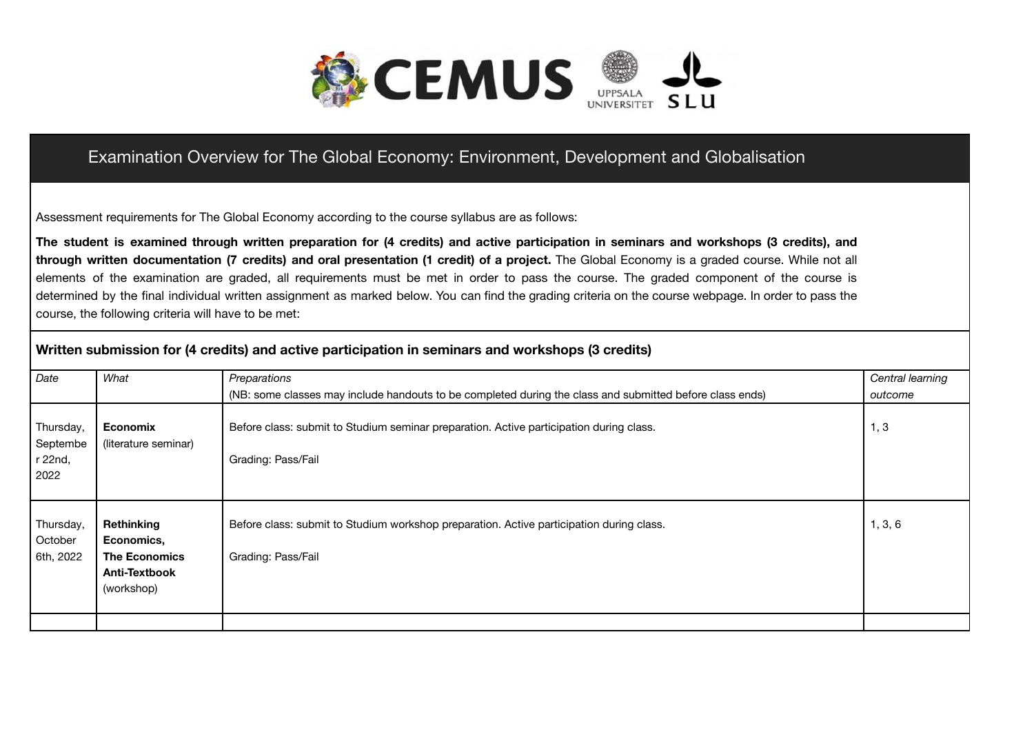# Examination Overview for The Global Economy: Environment, Development and Globalisation

Assessment requirements for The Global Economy according to the course syllabus are as follows:

**The student is examined through written preparation for (4 credits) and active participation in seminars and workshops (3 credits), and through written documentation (7 credits) and oral presentation (1 credit) of a project.** The Global Economy is a graded course. While not all elements of the examination are graded, all requirements must be met in order to pass the course. The graded component of the course is determined by the final individual written assignment as marked below. You can find the grading criteria on the course webpage. In order to pass the course, the following criteria will have to be met:

## Written submission for (4 credits) and active participation in seminars and workshops (3 credits)

| *Date* | *What* | *Preparations* (NB: some classes may include handouts to be completed during the class and submitted before class ends) | *Central learning outcome* |
| --- | --- | --- | --- |
| Thursday, September 22nd, 2022 | **Economix** (literature seminar) | Before class: submit to Studium seminar preparation. Active participation during class.<br><br>Grading: Pass/Fail | 1, 3 |
| Thursday, October 6th, 2022 | **Rethinking Economics, The Economics Anti-Textbook** (workshop) | Before class: submit to Studium workshop preparation. Active participation during class.<br><br>Grading: Pass/Fail | 1, 3, 6 |
| | | | |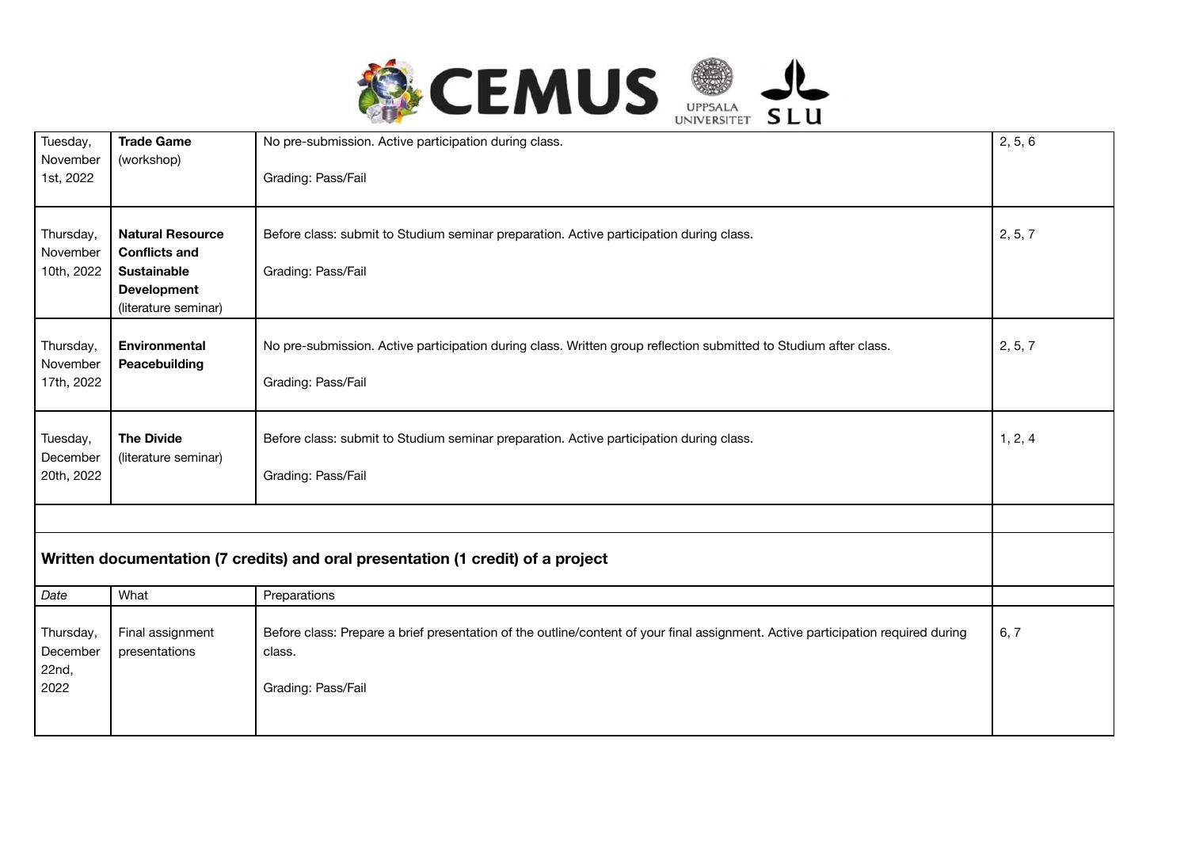| | | | |
|---|---|---|---|
| Tuesday, November 1st, 2022 | **Trade Game** (workshop) | No pre-submission. Active participation during class.<br><br>Grading: Pass/Fail | 2, 5, 6 |
| Thursday, November 10th, 2022 | **Natural Resource Conflicts and Sustainable Development** (literature seminar) | Before class: submit to Studium seminar preparation. Active participation during class.<br><br>Grading: Pass/Fail | 2, 5, 7 |
| Thursday, November 17th, 2022 | **Environmental Peacebuilding** | No pre-submission. Active participation during class. Written group reflection submitted to Studium after class.<br><br>Grading: Pass/Fail | 2, 5, 7 |
| Tuesday, December 20th, 2022 | **The Divide** (literature seminar) | Before class: submit to Studium seminar preparation. Active participation during class.<br><br>Grading: Pass/Fail | 1, 2, 4 |
| | | | |
| **Written documentation (7 credits) and oral presentation (1 credit) of a project** | | | |
| *Date* | What | Preparations | |
| Thursday, December 22nd, 2022 | Final assignment presentations | Before class: Prepare a brief presentation of the outline/content of your final assignment. Active participation required during class.<br><br>Grading: Pass/Fail | 6, 7 |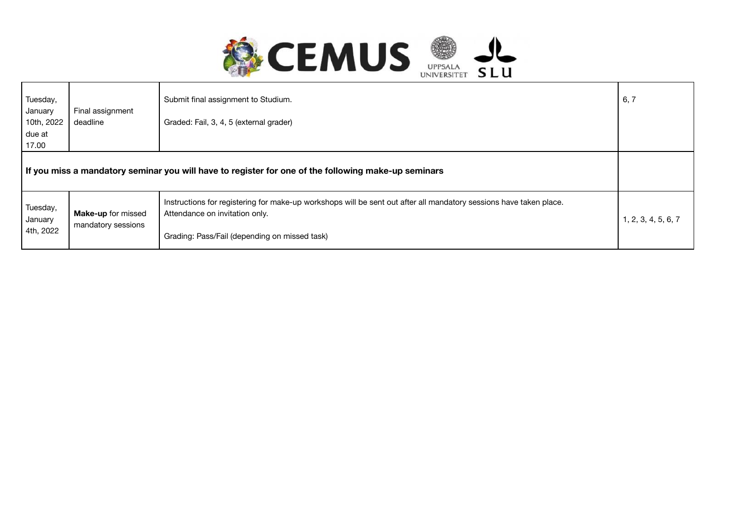| | | | |
|---|---|---|---|
| Tuesday, January 10th, 2022 due at 17.00 | Final assignment deadline | Submit final assignment to Studium.<br><br>Graded: Fail, 3, 4, 5 (external grader) | 6, 7 |
| **If you miss a mandatory seminar you will have to register for one of the following make-up seminars** | | | |
| Tuesday, January 4th, 2022 | **Make-up** for missed mandatory sessions | Instructions for registering for make-up workshops will be sent out after all mandatory sessions have taken place. Attendance on invitation only.<br><br>Grading: Pass/Fail (depending on missed task) | 1, 2, 3, 4, 5, 6, 7 |